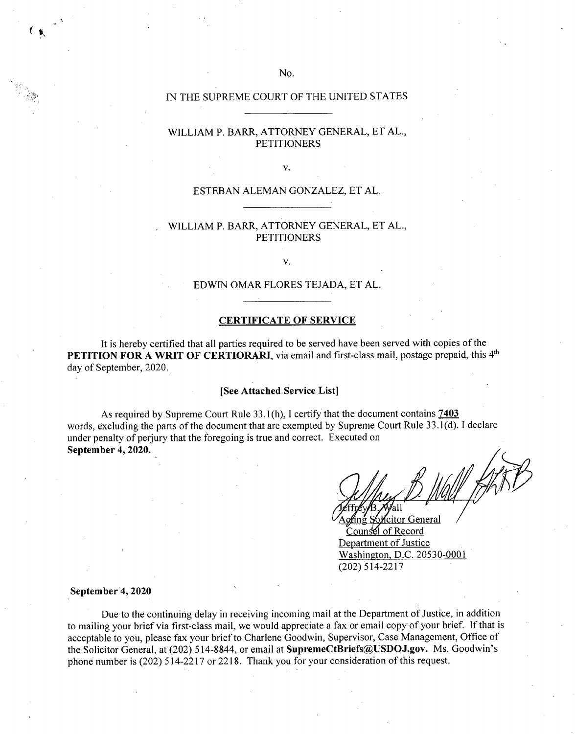No.

IN THE SUPREME COURT OF THE UNITED STATES

---

WILLIAM P. BARR, ATTORNEY GENERAL, ET AL.,
PETITIONERS

v.

ESTEBAN ALEMAN GONZALEZ, ET AL.

---

WILLIAM P. BARR, ATTORNEY GENERAL, ET AL.,
PETITIONERS

v.

EDWIN OMAR FLORES TEJADA, ET AL.

---

## CERTIFICATE OF SERVICE

It is hereby certified that all parties required to be served have been served with copies of the **PETITION FOR A WRIT OF CERTIORARI**, via email and first-class mail, postage prepaid, this 4th day of September, 2020.

**[See Attached Service List]**

As required by Supreme Court Rule 33.1(h), I certify that the document contains **7403** words, excluding the parts of the document that are exempted by Supreme Court Rule 33.1(d). I declare under penalty of perjury that the foregoing is true and correct. Executed on **September 4, 2020.**

Jeffrey B. Wall
Acting Solicitor General
Counsel of Record
Department of Justice
Washington, D.C. 20530-0001
(202) 514-2217

**September 4, 2020**

Due to the continuing delay in receiving incoming mail at the Department of Justice, in addition to mailing your brief via first-class mail, we would appreciate a fax or email copy of your brief. If that is acceptable to you, please fax your brief to Charlene Goodwin, Supervisor, Case Management, Office of the Solicitor General, at (202) 514-8844, or email at **SupremeCtBriefs@USDOJ.gov.** Ms. Goodwin's phone number is (202) 514-2217 or 2218. Thank you for your consideration of this request.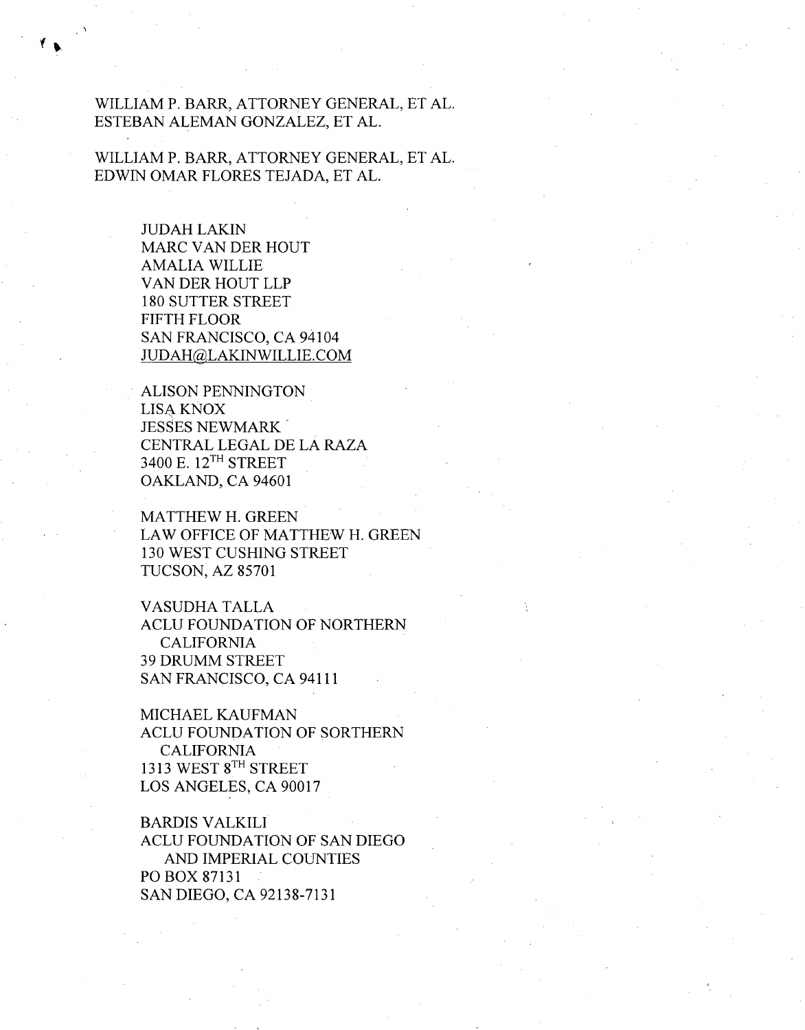WILLIAM P. BARR, ATTORNEY GENERAL, ET AL.
ESTEBAN ALEMAN GONZALEZ, ET AL.

WILLIAM P. BARR, ATTORNEY GENERAL, ET AL.
EDWIN OMAR FLORES TEJADA, ET AL.

JUDAH LAKIN
MARC VAN DER HOUT
AMALIA WILLIE
VAN DER HOUT LLP
180 SUTTER STREET
FIFTH FLOOR
SAN FRANCISCO, CA 94104
JUDAH@LAKINWILLIE.COM

ALISON PENNINGTON
LISA KNOX
JESSES NEWMARK
CENTRAL LEGAL DE LA RAZA
3400 E. 12TH STREET
OAKLAND, CA 94601

MATTHEW H. GREEN
LAW OFFICE OF MATTHEW H. GREEN
130 WEST CUSHING STREET
TUCSON, AZ 85701

VASUDHA TALLA
ACLU FOUNDATION OF NORTHERN CALIFORNIA
39 DRUMM STREET
SAN FRANCISCO, CA 94111

MICHAEL KAUFMAN
ACLU FOUNDATION OF SORTHERN CALIFORNIA
1313 WEST 8TH STREET
LOS ANGELES, CA 90017

BARDIS VALKILI
ACLU FOUNDATION OF SAN DIEGO AND IMPERIAL COUNTIES
PO BOX 87131
SAN DIEGO, CA 92138-7131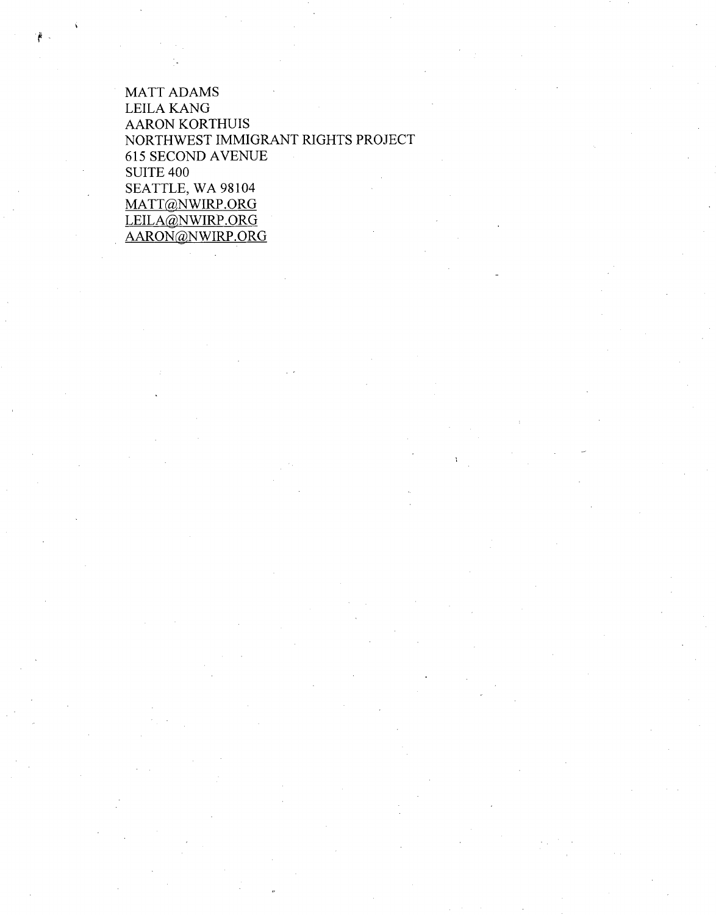MATT ADAMS
LEILA KANG
AARON KORTHUIS
NORTHWEST IMMIGRANT RIGHTS PROJECT
615 SECOND AVENUE
SUITE 400
SEATTLE, WA 98104
MATT@NWIRP.ORG
LEILA@NWIRP.ORG
AARON@NWIRP.ORG